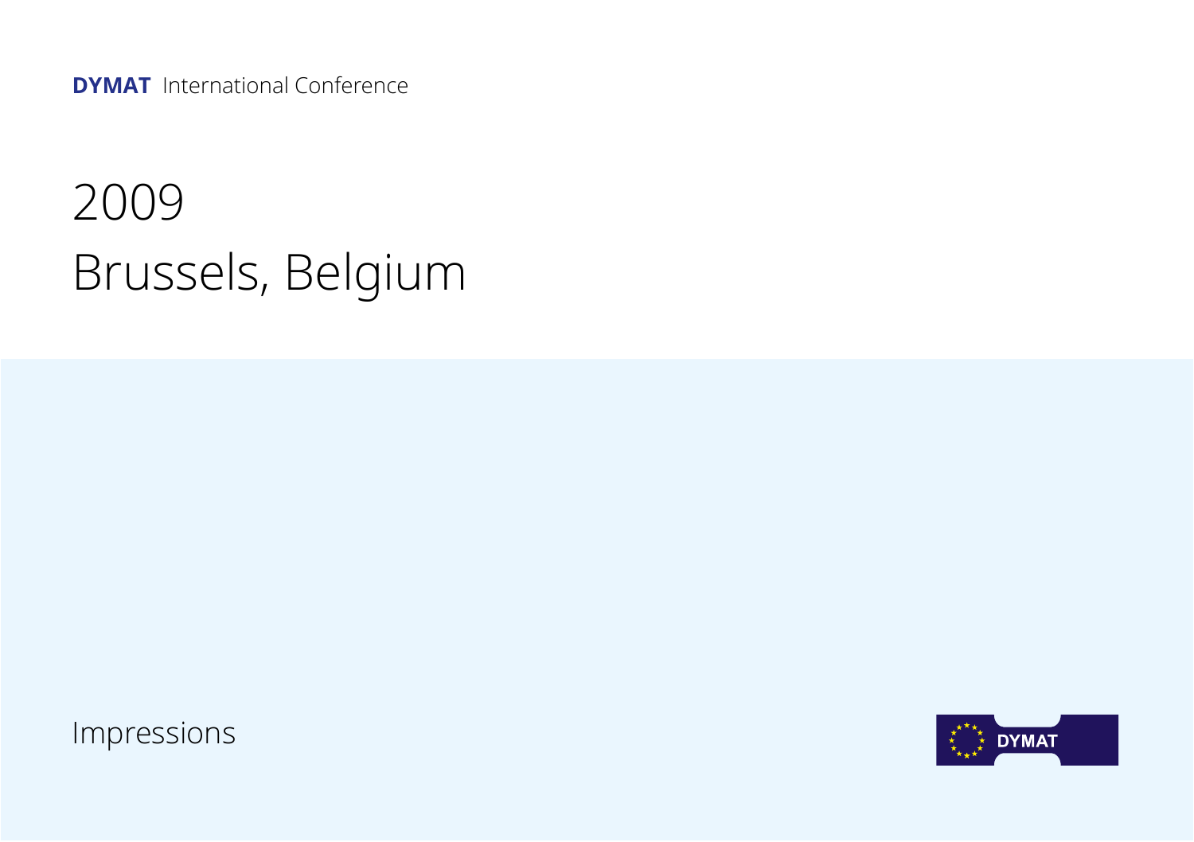**DYMAT** International Conference

# 2009

# Brussels, Belgium

Impressions

DYMAT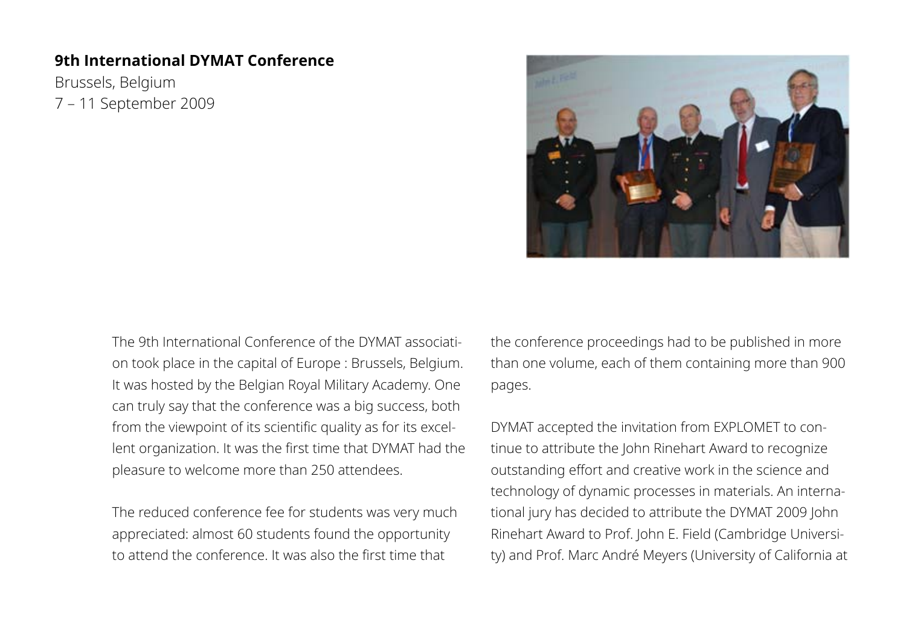**9th International DYMAT Conference**

Brussels, Belgium
7 – 11 September 2009

The 9th International Conference of the DYMAT association took place in the capital of Europe : Brussels, Belgium. It was hosted by the Belgian Royal Military Academy. One can truly say that the conference was a big success, both from the viewpoint of its scientific quality as for its excellent organization. It was the first time that DYMAT had the pleasure to welcome more than 250 attendees.

The reduced conference fee for students was very much appreciated: almost 60 students found the opportunity to attend the conference. It was also the first time that the conference proceedings had to be published in more than one volume, each of them containing more than 900 pages.

DYMAT accepted the invitation from EXPLOMET to continue to attribute the John Rinehart Award to recognize outstanding effort and creative work in the science and technology of dynamic processes in materials. An international jury has decided to attribute the DYMAT 2009 John Rinehart Award to Prof. John E. Field (Cambridge University) and Prof. Marc André Meyers (University of California at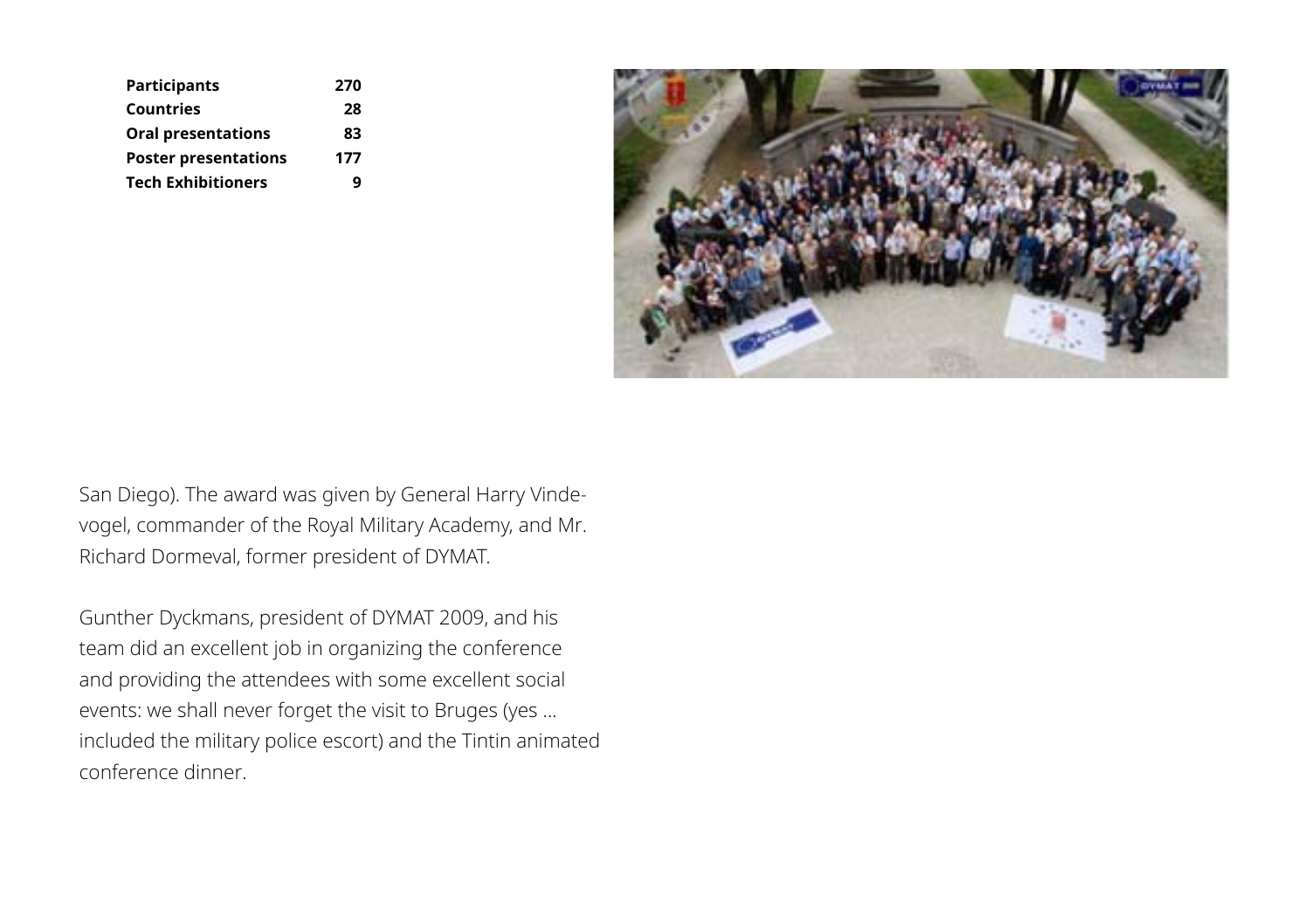| Participants | 270 |
|---|---|
| Countries | 28 |
| Oral presentations | 83 |
| Poster presentations | 177 |
| Tech Exhibitioners | 9 |

San Diego). The award was given by General Harry Vindevogel, commander of the Royal Military Academy, and Mr. Richard Dormeval, former president of DYMAT.

Gunther Dyckmans, president of DYMAT 2009, and his team did an excellent job in organizing the conference and providing the attendees with some excellent social events: we shall never forget the visit to Bruges (yes … included the military police escort) and the Tintin animated conference dinner.